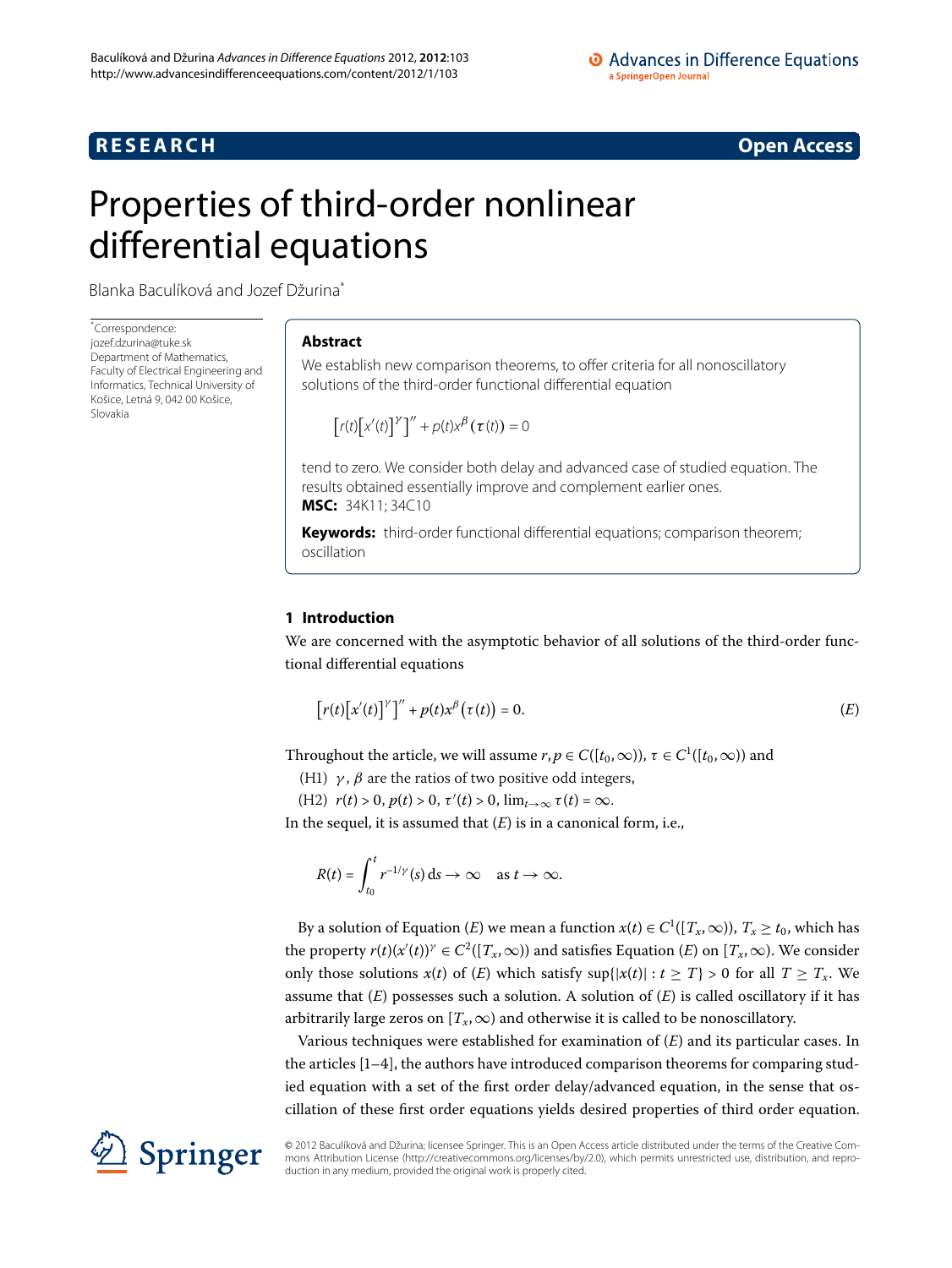**RESEARCH** **Open Access**

# Properties of third-order nonlinear differential equations

Blanka Baculíková and Jozef Džurina[*]

[*]Correspondence: jozef.dzurina@tuke.sk
Department of Mathematics, Faculty of Electrical Engineering and Informatics, Technical University of Košice, Letná 9, 042 00 Košice, Slovakia

## Abstract

We establish new comparison theorems, to offer criteria for all nonoscillatory solutions of the third-order functional differential equation

$$\left[r(t)\left[x'(t)\right]^{\gamma}\right]'' + p(t)x^{\beta}\left(\tau(t)\right) = 0$$

tend to zero. We consider both delay and advanced case of studied equation. The results obtained essentially improve and complement earlier ones.

**MSC:** 34K11; 34C10

**Keywords:** third-order functional differential equations; comparison theorem; oscillation

## 1 Introduction

We are concerned with the asymptotic behavior of all solutions of the third-order functional differential equations

$$\left[r(t)\left[x'(t)\right]^{\gamma}\right]'' + p(t)x^{\beta}\left(\tau(t)\right) = 0. \tag{$E$}$$

Throughout the article, we will assume $r, p \in C([t_0, \infty))$, $\tau \in C^1([t_0, \infty))$ and

(H1) $\gamma$, $\beta$ are the ratios of two positive odd integers,

(H2) $r(t) > 0$, $p(t) > 0$, $\tau'(t) > 0$, $\lim_{t\to\infty} \tau(t) = \infty$.

In the sequel, it is assumed that $(E)$ is in a canonical form, i.e.,

$$R(t) = \int_{t_0}^{t} r^{-1/\gamma}(s)\, ds \to \infty \quad \text{as } t \to \infty.$$

By a solution of Equation $(E)$ we mean a function $x(t) \in C^1([T_x, \infty))$, $T_x \geq t_0$, which has the property $r(t)(x'(t))^{\gamma} \in C^2([T_x, \infty))$ and satisfies Equation $(E)$ on $[T_x, \infty)$. We consider only those solutions $x(t)$ of $(E)$ which satisfy $\sup\{|x(t)| : t \geq T\} > 0$ for all $T \geq T_x$. We assume that $(E)$ possesses such a solution. A solution of $(E)$ is called oscillatory if it has arbitrarily large zeros on $[T_x, \infty)$ and otherwise it is called to be nonoscillatory.

Various techniques were established for examination of $(E)$ and its particular cases. In the articles [1–4], the authors have introduced comparison theorems for comparing studied equation with a set of the first order delay/advanced equation, in the sense that oscillation of these first order equations yields desired properties of third order equation.

© 2012 Baculíková and Džurina; licensee Springer. This is an Open Access article distributed under the terms of the Creative Commons Attribution License (http://creativecommons.org/licenses/by/2.0), which permits unrestricted use, distribution, and reproduction in any medium, provided the original work is properly cited.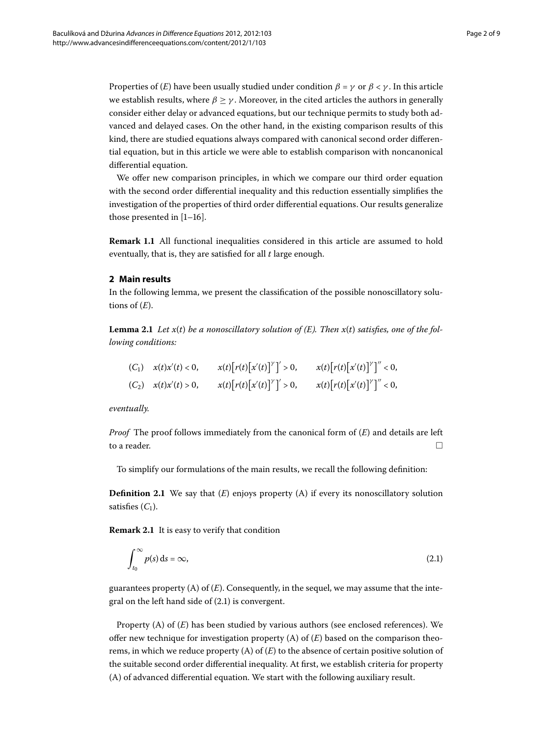Properties of $(E)$ have been usually studied under condition $\beta = \gamma$ or $\beta < \gamma$. In this article we establish results, where $\beta \geq \gamma$. Moreover, in the cited articles the authors in generally consider either delay or advanced equations, but our technique permits to study both advanced and delayed cases. On the other hand, in the existing comparison results of this kind, there are studied equations always compared with canonical second order differential equation, but in this article we were able to establish comparison with noncanonical differential equation.

We offer new comparison principles, in which we compare our third order equation with the second order differential inequality and this reduction essentially simplifies the investigation of the properties of third order differential equations. Our results generalize those presented in [1–16].

**Remark 1.1** All functional inequalities considered in this article are assumed to hold eventually, that is, they are satisfied for all $t$ large enough.

## 2 Main results

In the following lemma, we present the classification of the possible nonoscillatory solutions of $(E)$.

**Lemma 2.1** *Let $x(t)$ be a nonoscillatory solution of $(E)$. Then $x(t)$ satisfies, one of the following conditions:*

$$(C_1) \quad x(t)x'(t) < 0, \qquad x(t)\big[r(t)\big[x'(t)\big]^{\gamma}\big]' > 0, \qquad x(t)\big[r(t)\big[x'(t)\big]^{\gamma}\big]'' < 0,$$

$$(C_2) \quad x(t)x'(t) > 0, \qquad x(t)\big[r(t)\big[x'(t)\big]^{\gamma}\big]' > 0, \qquad x(t)\big[r(t)\big[x'(t)\big]^{\gamma}\big]'' < 0,$$

*eventually.*

*Proof* The proof follows immediately from the canonical form of $(E)$ and details are left to a reader. □

To simplify our formulations of the main results, we recall the following definition:

**Definition 2.1** We say that $(E)$ enjoys property (A) if every its nonoscillatory solution satisfies $(C_1)$.

**Remark 2.1** It is easy to verify that condition

$$\int_{t_0}^{\infty} p(s)\,\mathrm{d}s = \infty, \tag{2.1}$$

guarantees property (A) of $(E)$. Consequently, in the sequel, we may assume that the integral on the left hand side of (2.1) is convergent.

Property (A) of $(E)$ has been studied by various authors (see enclosed references). We offer new technique for investigation property (A) of $(E)$ based on the comparison theorems, in which we reduce property (A) of $(E)$ to the absence of certain positive solution of the suitable second order differential inequality. At first, we establish criteria for property (A) of advanced differential equation. We start with the following auxiliary result.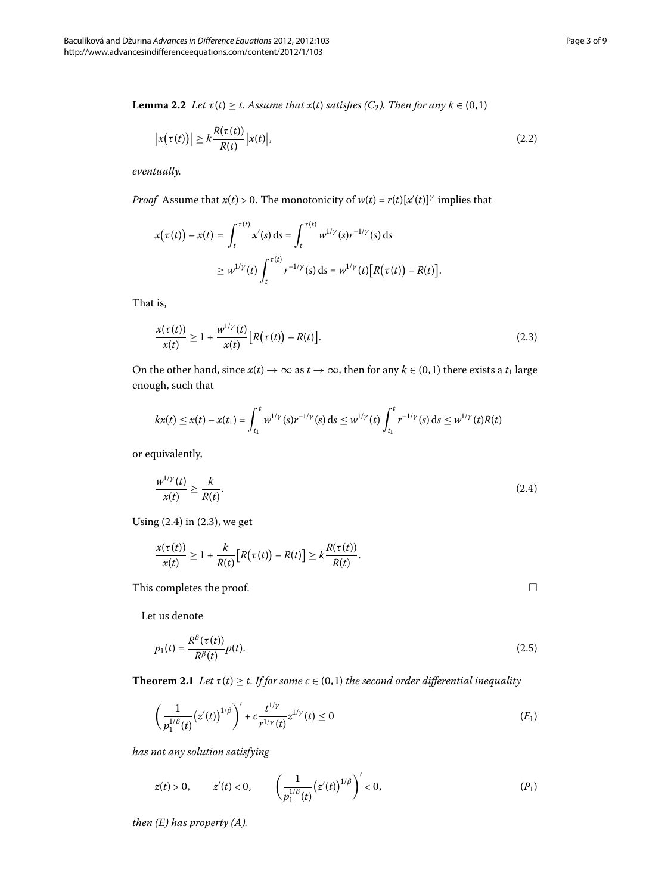**Lemma 2.2** *Let $\tau(t) \geq t$. Assume that $x(t)$ satisfies $(C_2)$. Then for any $k \in (0,1)$*

$$\left|x\big(\tau(t)\big)\right| \geq k \frac{R(\tau(t))}{R(t)} \left|x(t)\right|, \tag{2.2}$$

*eventually.*

*Proof* Assume that $x(t) > 0$. The monotonicity of $w(t) = r(t)[x'(t)]^{\gamma}$ implies that

$$\begin{aligned}
x\big(\tau(t)\big) - x(t) &= \int_t^{\tau(t)} x'(s)\,\mathrm{d}s = \int_t^{\tau(t)} w^{1/\gamma}(s) r^{-1/\gamma}(s)\,\mathrm{d}s \\
&\geq w^{1/\gamma}(t) \int_t^{\tau(t)} r^{-1/\gamma}(s)\,\mathrm{d}s = w^{1/\gamma}(t)\big[R\big(\tau(t)\big) - R(t)\big].
\end{aligned}$$

That is,

$$\frac{x(\tau(t))}{x(t)} \geq 1 + \frac{w^{1/\gamma}(t)}{x(t)}\big[R\big(\tau(t)\big) - R(t)\big]. \tag{2.3}$$

On the other hand, since $x(t) \to \infty$ as $t \to \infty$, then for any $k \in (0,1)$ there exists a $t_1$ large enough, such that

$$kx(t) \leq x(t) - x(t_1) = \int_{t_1}^{t} w^{1/\gamma}(s) r^{-1/\gamma}(s)\,\mathrm{d}s \leq w^{1/\gamma}(t) \int_{t_1}^{t} r^{-1/\gamma}(s)\,\mathrm{d}s \leq w^{1/\gamma}(t) R(t)$$

or equivalently,

$$\frac{w^{1/\gamma}(t)}{x(t)} \geq \frac{k}{R(t)}. \tag{2.4}$$

Using (2.4) in (2.3), we get

$$\frac{x(\tau(t))}{x(t)} \geq 1 + \frac{k}{R(t)}\big[R\big(\tau(t)\big) - R(t)\big] \geq k \frac{R(\tau(t))}{R(t)}.$$

This completes the proof. □

Let us denote

$$p_1(t) = \frac{R^{\beta}(\tau(t))}{R^{\beta}(t)} p(t). \tag{2.5}$$

**Theorem 2.1** *Let $\tau(t) \geq t$. If for some $c \in (0,1)$ the second order differential inequality*

$$\left(\frac{1}{p_1^{1/\beta}(t)} \big(z'(t)\big)^{1/\beta}\right)' + c \frac{t^{1/\gamma}}{r^{1/\gamma}(t)} z^{1/\gamma}(t) \leq 0 \tag{$E_1$}$$

*has not any solution satisfying*

$$z(t) > 0, \qquad z'(t) < 0, \qquad \left(\frac{1}{p_1^{1/\beta}(t)} \big(z'(t)\big)^{1/\beta}\right)' < 0, \tag{$P_1$}$$

*then (E) has property (A).*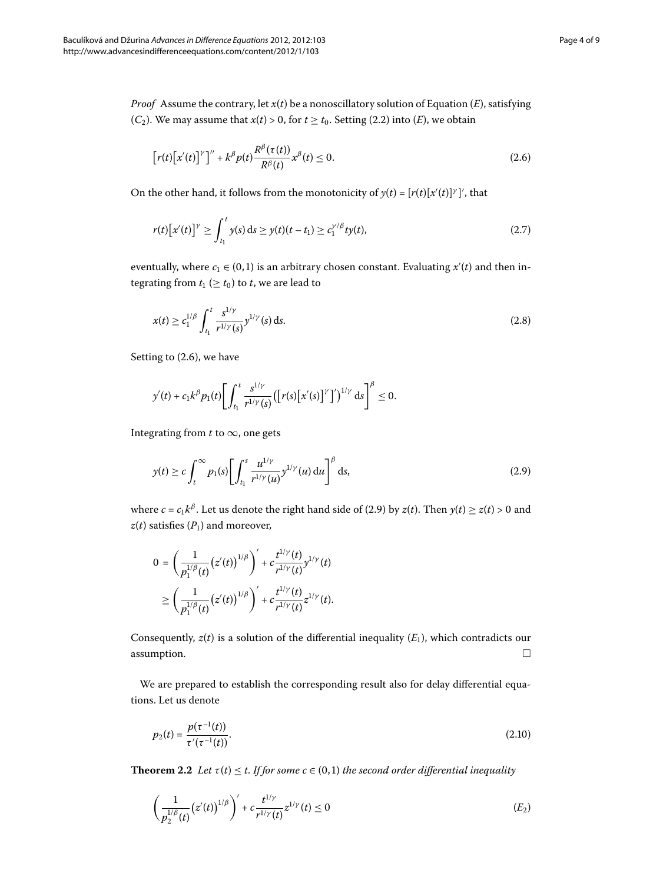*Proof* Assume the contrary, let $x(t)$ be a nonoscillatory solution of Equation $(E)$, satisfying $(C_2)$. We may assume that $x(t) > 0$, for $t \geq t_0$. Setting (2.2) into $(E)$, we obtain

$$\left[r(t)\left[x'(t)\right]^{\gamma}\right]'' + k^{\beta} p(t) \frac{R^{\beta}(\tau(t))}{R^{\beta}(t)} x^{\beta}(t) \leq 0. \tag{2.6}$$

On the other hand, it follows from the monotonicity of $y(t) = [r(t)[x'(t)]^{\gamma}]'$, that

$$r(t)\left[x'(t)\right]^{\gamma} \geq \int_{t_1}^{t} y(s)\,\mathrm{d}s \geq y(t)(t - t_1) \geq c_1^{\gamma/\beta} t y(t), \tag{2.7}$$

eventually, where $c_1 \in (0,1)$ is an arbitrary chosen constant. Evaluating $x'(t)$ and then integrating from $t_1$ ($\geq t_0$) to $t$, we are lead to

$$x(t) \geq c_1^{1/\beta} \int_{t_1}^{t} \frac{s^{1/\gamma}}{r^{1/\gamma}(s)} y^{1/\gamma}(s)\,\mathrm{d}s. \tag{2.8}$$

Setting to (2.6), we have

$$y'(t) + c_1 k^{\beta} p_1(t) \left[\int_{t_1}^{t} \frac{s^{1/\gamma}}{r^{1/\gamma}(s)} \left(\left[r(s)\left[x'(s)\right]^{\gamma}\right]'\right)^{1/\gamma} \mathrm{d}s\right]^{\beta} \leq 0.$$

Integrating from $t$ to $\infty$, one gets

$$y(t) \geq c \int_{t}^{\infty} p_1(s) \left[\int_{t_1}^{s} \frac{u^{1/\gamma}}{r^{1/\gamma}(u)} y^{1/\gamma}(u)\,\mathrm{d}u\right]^{\beta} \mathrm{d}s, \tag{2.9}$$

where $c = c_1 k^{\beta}$. Let us denote the right hand side of (2.9) by $z(t)$. Then $y(t) \geq z(t) > 0$ and $z(t)$ satisfies $(P_1)$ and moreover,

$$\begin{aligned}
0 &= \left(\frac{1}{p_1^{1/\beta}(t)} \left(z'(t)\right)^{1/\beta}\right)' + c \frac{t^{1/\gamma}(t)}{r^{1/\gamma}(t)} y^{1/\gamma}(t) \\
&\geq \left(\frac{1}{p_1^{1/\beta}(t)} \left(z'(t)\right)^{1/\beta}\right)' + c \frac{t^{1/\gamma}(t)}{r^{1/\gamma}(t)} z^{1/\gamma}(t).
\end{aligned}$$

Consequently, $z(t)$ is a solution of the differential inequality $(E_1)$, which contradicts our assumption. □

We are prepared to establish the corresponding result also for delay differential equations. Let us denote

$$p_2(t) = \frac{p(\tau^{-1}(t))}{\tau'(\tau^{-1}(t))}. \tag{2.10}$$

**Theorem 2.2** *Let $\tau(t) \leq t$. If for some $c \in (0,1)$ the second order differential inequality*

$$\left(\frac{1}{p_2^{1/\beta}(t)} \left(z'(t)\right)^{1/\beta}\right)' + c \frac{t^{1/\gamma}}{r^{1/\gamma}(t)} z^{1/\gamma}(t) \leq 0 \tag{$E_2$}$$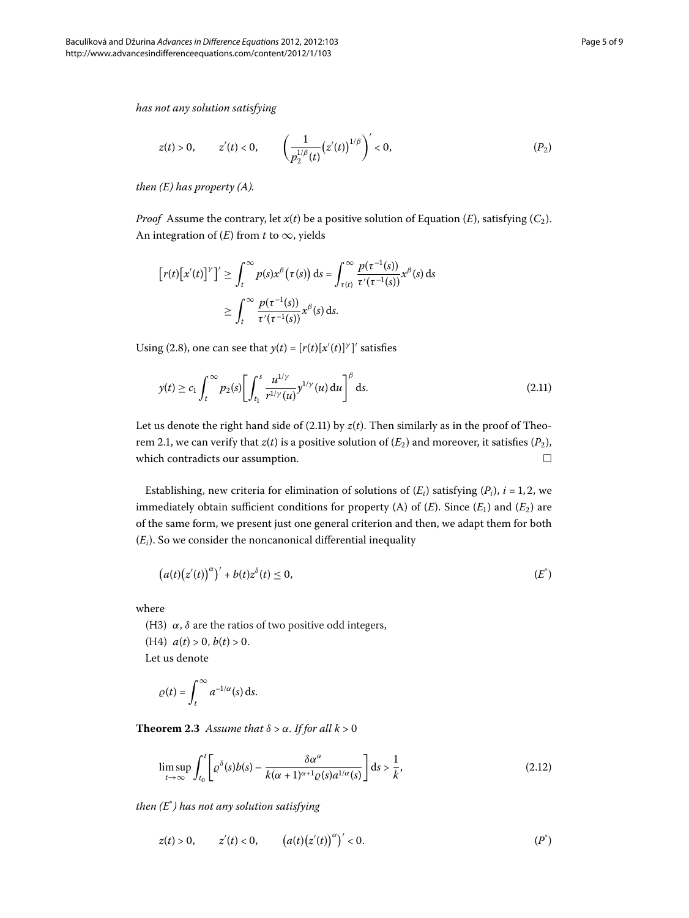*has not any solution satisfying*

$$z(t) > 0, \qquad z'(t) < 0, \qquad \left(\frac{1}{p_2^{1/\beta}(t)}\big(z'(t)\big)^{1/\beta}\right)' < 0, \tag{$P_2$}$$

*then (E) has property (A).*

*Proof* Assume the contrary, let $x(t)$ be a positive solution of Equation $(E)$, satisfying $(C_2)$. An integration of $(E)$ from $t$ to $\infty$, yields

$$\begin{aligned}\big[r(t)\big[x'(t)\big]^{\gamma}\big]' &\geq \int_t^\infty p(s)x^{\beta}\big(\tau(s)\big)\,\mathrm{d}s = \int_{\tau(t)}^\infty \frac{p(\tau^{-1}(s))}{\tau'(\tau^{-1}(s))}x^{\beta}(s)\,\mathrm{d}s \\ &\geq \int_t^\infty \frac{p(\tau^{-1}(s))}{\tau'(\tau^{-1}(s))}x^{\beta}(s)\,\mathrm{d}s.\end{aligned}$$

Using (2.8), one can see that $y(t) = [r(t)[x'(t)]^{\gamma}]'$ satisfies

$$y(t) \geq c_1 \int_t^\infty p_2(s)\left[\int_{t_1}^s \frac{u^{1/\gamma}}{r^{1/\gamma}(u)}y^{1/\gamma}(u)\,\mathrm{d}u\right]^{\beta}\mathrm{d}s. \tag{2.11}$$

Let us denote the right hand side of (2.11) by $z(t)$. Then similarly as in the proof of Theorem 2.1, we can verify that $z(t)$ is a positive solution of $(E_2)$ and moreover, it satisfies $(P_2)$, which contradicts our assumption. □

Establishing, new criteria for elimination of solutions of $(E_i)$ satisfying $(P_i)$, $i = 1, 2$, we immediately obtain sufficient conditions for property (A) of $(E)$. Since $(E_1)$ and $(E_2)$ are of the same form, we present just one general criterion and then, we adapt them for both $(E_i)$. So we consider the noncanonical differential inequality

$$\big(a(t)\big(z'(t)\big)^{\alpha}\big)' + b(t)z^{\delta}(t) \leq 0, \tag{$E^*$}$$

where

(H3) $\alpha$, $\delta$ are the ratios of two positive odd integers,

(H4) $a(t) > 0$, $b(t) > 0$.

Let us denote

$$\varrho(t) = \int_t^\infty a^{-1/\alpha}(s)\,\mathrm{d}s.$$

**Theorem 2.3** *Assume that $\delta > \alpha$. If for all $k > 0$*

$$\limsup_{t\to\infty}\int_{t_0}^t\left[\varrho^{\delta}(s)b(s) - \frac{\delta\alpha^{\alpha}}{k(\alpha+1)^{\alpha+1}\varrho(s)a^{1/\alpha}(s)}\right]\mathrm{d}s > \frac{1}{k}, \tag{2.12}$$

*then $(E^*)$ has not any solution satisfying*

$$z(t) > 0, \qquad z'(t) < 0, \qquad \big(a(t)\big(z'(t)\big)^{\alpha}\big)' < 0. \tag{$P^*$}$$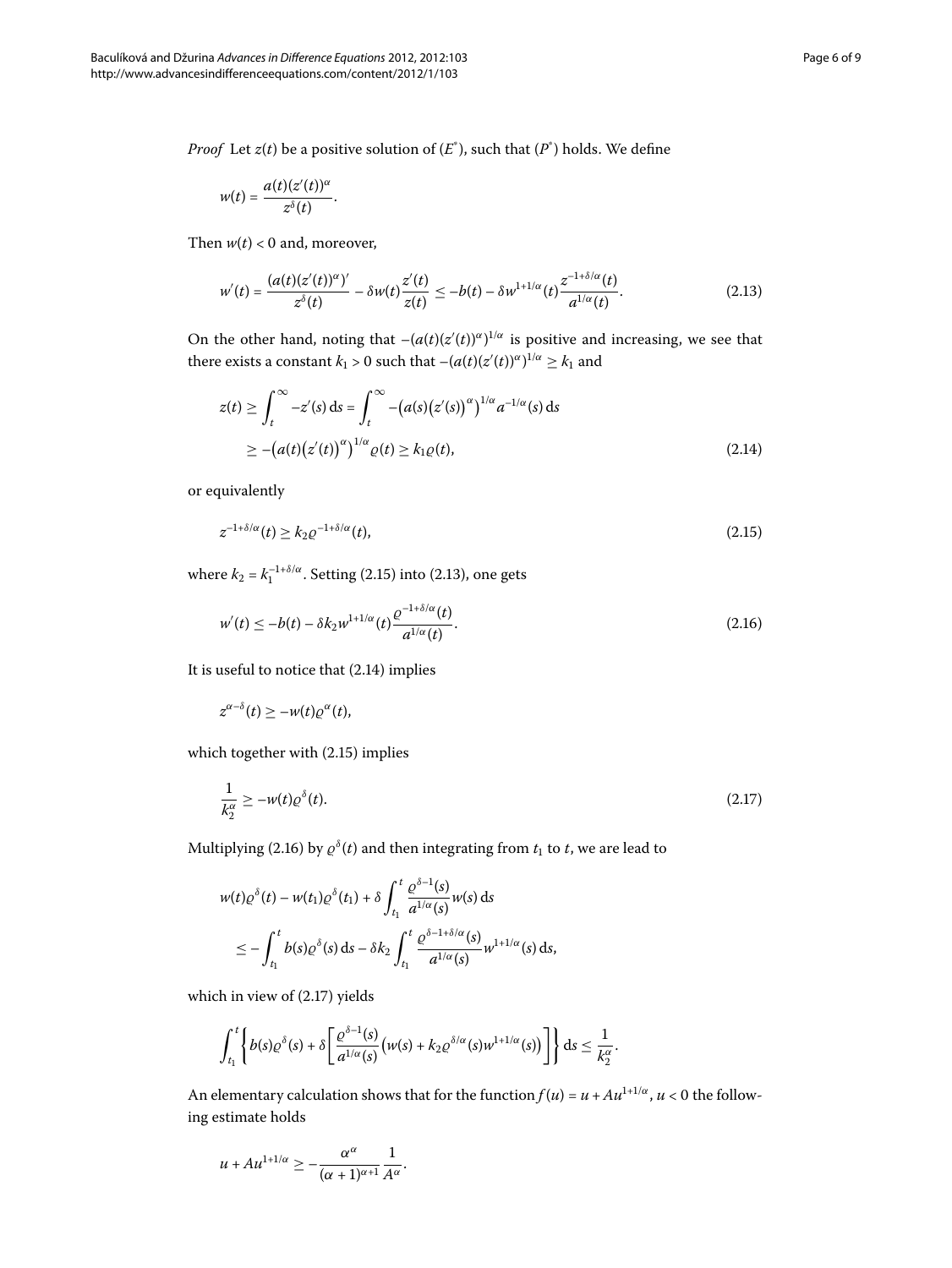*Proof* Let $z(t)$ be a positive solution of ($E^*$), such that ($P^*$) holds. We define

$$w(t) = \frac{a(t)(z'(t))^\alpha}{z^\delta(t)}.$$

Then $w(t) < 0$ and, moreover,

$$w'(t) = \frac{(a(t)(z'(t))^\alpha)'}{z^\delta(t)} - \delta w(t)\frac{z'(t)}{z(t)} \le -b(t) - \delta w^{1+1/\alpha}(t)\frac{z^{-1+\delta/\alpha}(t)}{a^{1/\alpha}(t)}. \tag{2.13}$$

On the other hand, noting that $-(a(t)(z'(t))^\alpha)^{1/\alpha}$ is positive and increasing, we see that there exists a constant $k_1 > 0$ such that $-(a(t)(z'(t))^\alpha)^{1/\alpha} \ge k_1$ and

$$\begin{aligned} z(t) &\ge \int_t^\infty -z'(s)\,\mathrm{d}s = \int_t^\infty -\big(a(s)\big(z'(s)\big)^\alpha\big)^{1/\alpha} a^{-1/\alpha}(s)\,\mathrm{d}s \\ &\ge -\big(a(t)\big(z'(t)\big)^\alpha\big)^{1/\alpha} \varrho(t) \ge k_1\varrho(t), \end{aligned} \tag{2.14}$$

or equivalently

$$z^{-1+\delta/\alpha}(t) \ge k_2 \varrho^{-1+\delta/\alpha}(t), \tag{2.15}$$

where $k_2 = k_1^{-1+\delta/\alpha}$. Setting (2.15) into (2.13), one gets

$$w'(t) \le -b(t) - \delta k_2 w^{1+1/\alpha}(t)\frac{\varrho^{-1+\delta/\alpha}(t)}{a^{1/\alpha}(t)}. \tag{2.16}$$

It is useful to notice that (2.14) implies

$$z^{\alpha-\delta}(t) \ge -w(t)\varrho^\alpha(t),$$

which together with (2.15) implies

$$\frac{1}{k_2^\alpha} \ge -w(t)\varrho^\delta(t). \tag{2.17}$$

Multiplying (2.16) by $\varrho^\delta(t)$ and then integrating from $t_1$ to $t$, we are lead to

$$\begin{aligned} &w(t)\varrho^\delta(t) - w(t_1)\varrho^\delta(t_1) + \delta\int_{t_1}^t \frac{\varrho^{\delta-1}(s)}{a^{1/\alpha}(s)} w(s)\,\mathrm{d}s \\ &\quad \le -\int_{t_1}^t b(s)\varrho^\delta(s)\,\mathrm{d}s - \delta k_2 \int_{t_1}^t \frac{\varrho^{\delta-1+\delta/\alpha}(s)}{a^{1/\alpha}(s)} w^{1+1/\alpha}(s)\,\mathrm{d}s, \end{aligned}$$

which in view of (2.17) yields

$$\int_{t_1}^t \left\{ b(s)\varrho^\delta(s) + \delta\left[\frac{\varrho^{\delta-1}(s)}{a^{1/\alpha}(s)}\big(w(s) + k_2\varrho^{\delta/\alpha}(s)w^{1+1/\alpha}(s)\big)\right]\right\}\mathrm{d}s \le \frac{1}{k_2^\alpha}.$$

An elementary calculation shows that for the function $f(u) = u + Au^{1+1/\alpha}$, $u < 0$ the following estimate holds

$$u + Au^{1+1/\alpha} \ge -\frac{\alpha^\alpha}{(\alpha+1)^{\alpha+1}}\frac{1}{A^\alpha}.$$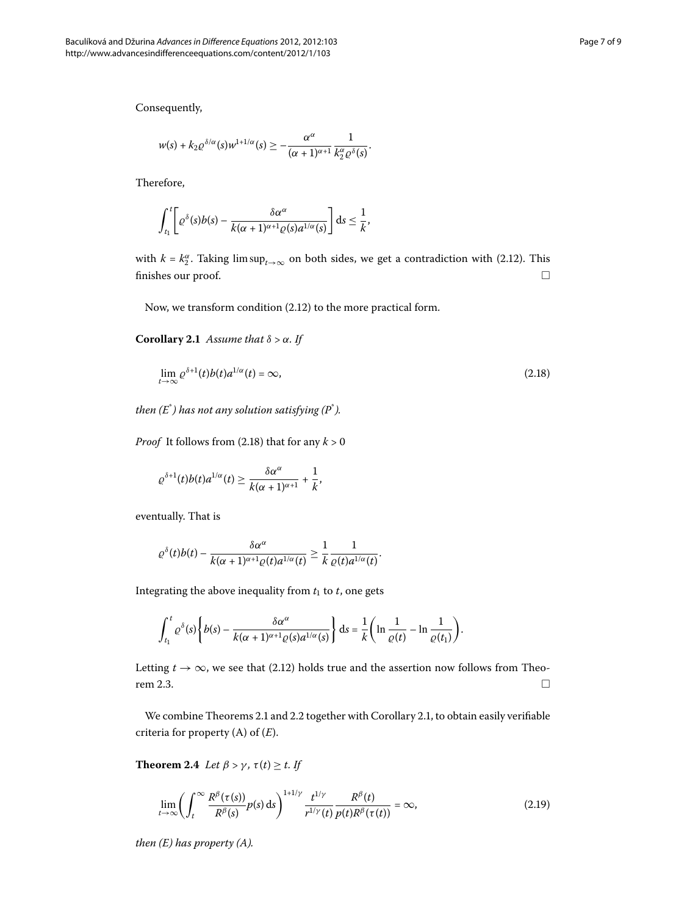Consequently,

$$w(s) + k_2 \varrho^{\delta/\alpha}(s) w^{1+1/\alpha}(s) \geq -\frac{\alpha^\alpha}{(\alpha+1)^{\alpha+1}} \frac{1}{k_2^\alpha \varrho^\delta(s)}.$$

Therefore,

$$\int_{t_1}^{t} \left[ \varrho^\delta(s) b(s) - \frac{\delta \alpha^\alpha}{k(\alpha+1)^{\alpha+1} \varrho(s) a^{1/\alpha}(s)} \right] \mathrm{d}s \leq \frac{1}{k},$$

with $k = k_2^\alpha$. Taking $\limsup_{t\to\infty}$ on both sides, we get a contradiction with (2.12). This finishes our proof. $\square$

Now, we transform condition (2.12) to the more practical form.

**Corollary 2.1** *Assume that $\delta > \alpha$. If*

$$\lim_{t\to\infty} \varrho^{\delta+1}(t) b(t) a^{1/\alpha}(t) = \infty, \tag{2.18}$$

*then $(E^*)$ has not any solution satisfying $(P^*)$.*

*Proof* It follows from (2.18) that for any $k > 0$

$$\varrho^{\delta+1}(t) b(t) a^{1/\alpha}(t) \geq \frac{\delta \alpha^\alpha}{k(\alpha+1)^{\alpha+1}} + \frac{1}{k},$$

eventually. That is

$$\varrho^\delta(t) b(t) - \frac{\delta \alpha^\alpha}{k(\alpha+1)^{\alpha+1} \varrho(t) a^{1/\alpha}(t)} \geq \frac{1}{k} \frac{1}{\varrho(t) a^{1/\alpha}(t)}.$$

Integrating the above inequality from $t_1$ to $t$, one gets

$$\int_{t_1}^{t} \varrho^\delta(s) \left\{ b(s) - \frac{\delta \alpha^\alpha}{k(\alpha+1)^{\alpha+1} \varrho(s) a^{1/\alpha}(s)} \right\} \mathrm{d}s = \frac{1}{k} \left( \ln \frac{1}{\varrho(t)} - \ln \frac{1}{\varrho(t_1)} \right).$$

Letting $t \to \infty$, we see that (2.12) holds true and the assertion now follows from Theorem 2.3. $\square$

We combine Theorems 2.1 and 2.2 together with Corollary 2.1, to obtain easily verifiable criteria for property (A) of $(E)$.

**Theorem 2.4** *Let $\beta > \gamma$, $\tau(t) \geq t$. If*

$$\lim_{t\to\infty} \left( \int_t^\infty \frac{R^\beta(\tau(s))}{R^\beta(s)} p(s) \, \mathrm{d}s \right)^{1+1/\gamma} \frac{t^{1/\gamma}}{r^{1/\gamma}(t)} \frac{R^\beta(t)}{p(t) R^\beta(\tau(t))} = \infty, \tag{2.19}$$

*then $(E)$ has property (A).*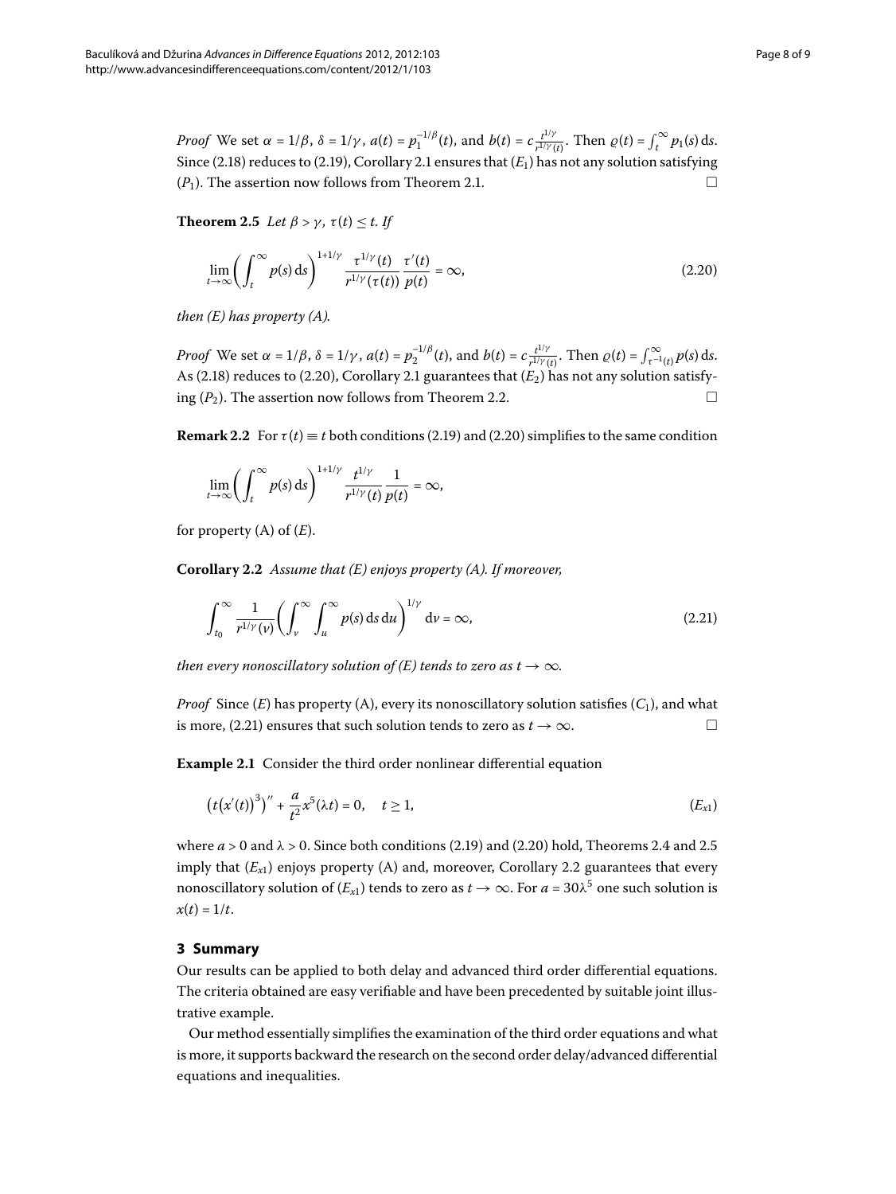*Proof* We set $\alpha = 1/\beta$, $\delta = 1/\gamma$, $a(t) = p_1^{-1/\beta}(t)$, and $b(t) = c\frac{t^{1/\gamma}}{r^{1/\gamma}(t)}$. Then $\varrho(t) = \int_t^\infty p_1(s)\,\mathrm{d}s$. Since (2.18) reduces to (2.19), Corollary 2.1 ensures that $(E_1)$ has not any solution satisfying $(P_1)$. The assertion now follows from Theorem 2.1. □

**Theorem 2.5** *Let $\beta > \gamma$, $\tau(t) \le t$. If*

$$\lim_{t\to\infty}\left(\int_t^\infty p(s)\,\mathrm{d}s\right)^{1+1/\gamma}\frac{\tau^{1/\gamma}(t)}{r^{1/\gamma}(\tau(t))}\frac{\tau'(t)}{p(t)} = \infty, \tag{2.20}$$

*then (E) has property (A).*

*Proof* We set $\alpha = 1/\beta$, $\delta = 1/\gamma$, $a(t) = p_2^{-1/\beta}(t)$, and $b(t) = c\frac{t^{1/\gamma}}{r^{1/\gamma}(t)}$. Then $\varrho(t) = \int_{\tau^{-1}(t)}^\infty p(s)\,\mathrm{d}s$. As (2.18) reduces to (2.20), Corollary 2.1 guarantees that $(E_2)$ has not any solution satisfying $(P_2)$. The assertion now follows from Theorem 2.2. □

**Remark 2.2** For $\tau(t) \equiv t$ both conditions (2.19) and (2.20) simplifies to the same condition

$$\lim_{t\to\infty}\left(\int_t^\infty p(s)\,\mathrm{d}s\right)^{1+1/\gamma}\frac{t^{1/\gamma}}{r^{1/\gamma}(t)}\frac{1}{p(t)} = \infty,$$

for property (A) of $(E)$.

**Corollary 2.2** *Assume that (E) enjoys property (A). If moreover,*

$$\int_{t_0}^\infty \frac{1}{r^{1/\gamma}(v)}\left(\int_v^\infty\int_u^\infty p(s)\,\mathrm{d}s\,\mathrm{d}u\right)^{1/\gamma}\mathrm{d}v = \infty, \tag{2.21}$$

*then every nonoscillatory solution of (E) tends to zero as $t \to \infty$.*

*Proof* Since $(E)$ has property (A), every its nonoscillatory solution satisfies $(C_1)$, and what is more, (2.21) ensures that such solution tends to zero as $t \to \infty$. □

**Example 2.1** Consider the third order nonlinear differential equation

$$\left(t\left(x'(t)\right)^3\right)'' + \frac{a}{t^2}x^5(\lambda t) = 0, \quad t \ge 1, \tag{$E_{x1}$}$$

where $a > 0$ and $\lambda > 0$. Since both conditions (2.19) and (2.20) hold, Theorems 2.4 and 2.5 imply that $(E_{x1})$ enjoys property (A) and, moreover, Corollary 2.2 guarantees that every nonoscillatory solution of $(E_{x1})$ tends to zero as $t \to \infty$. For $a = 30\lambda^5$ one such solution is $x(t) = 1/t$.

## 3 Summary

Our results can be applied to both delay and advanced third order differential equations. The criteria obtained are easy verifiable and have been precedented by suitable joint illustrative example.

Our method essentially simplifies the examination of the third order equations and what is more, it supports backward the research on the second order delay/advanced differential equations and inequalities.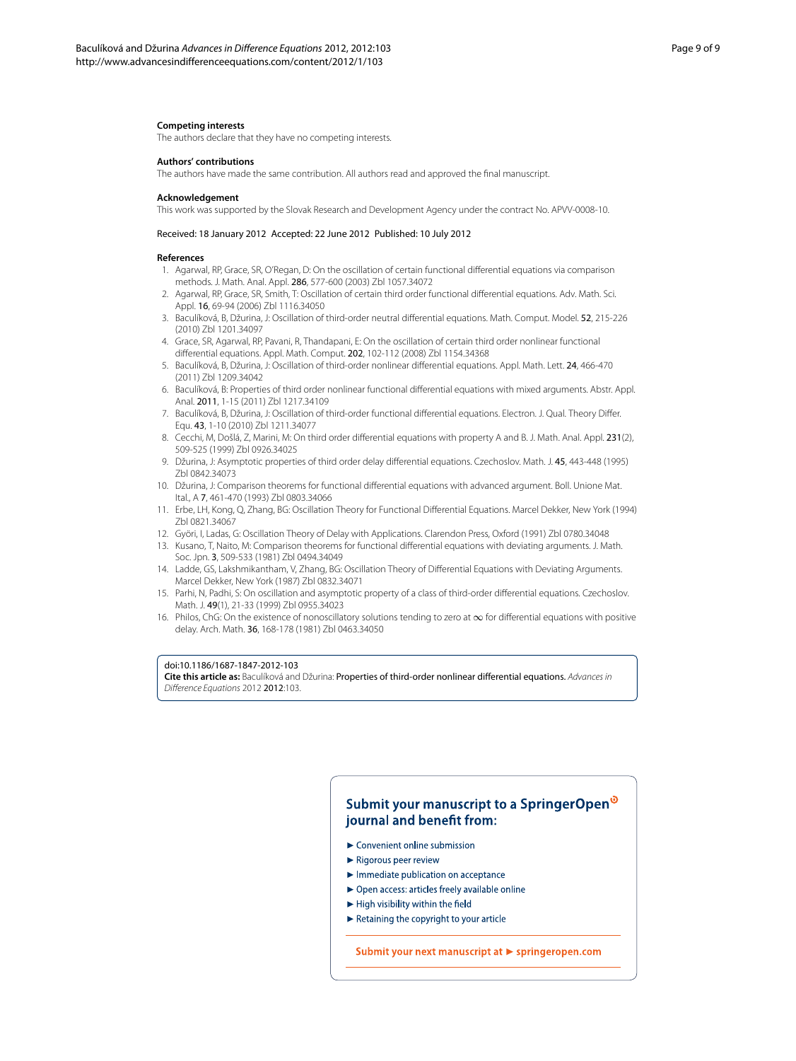### Competing interests

The authors declare that they have no competing interests.

### Authors' contributions

The authors have made the same contribution. All authors read and approved the final manuscript.

### Acknowledgement

This work was supported by the Slovak Research and Development Agency under the contract No. APVV-0008-10.

Received: 18 January 2012 Accepted: 22 June 2012 Published: 10 July 2012

### References

1. Agarwal, RP, Grace, SR, O'Regan, D: On the oscillation of certain functional differential equations via comparison methods. J. Math. Anal. Appl. **286**, 577-600 (2003) Zbl 1057.34072
2. Agarwal, RP, Grace, SR, Smith, T: Oscillation of certain third order functional differential equations. Adv. Math. Sci. Appl. **16**, 69-94 (2006) Zbl 1116.34050
3. Baculíková, B, Džurina, J: Oscillation of third-order neutral differential equations. Math. Comput. Model. **52**, 215-226 (2010) Zbl 1201.34097
4. Grace, SR, Agarwal, RP, Pavani, R, Thandapani, E: On the oscillation of certain third order nonlinear functional differential equations. Appl. Math. Comput. **202**, 102-112 (2008) Zbl 1154.34368
5. Baculíková, B, Džurina, J: Oscillation of third-order nonlinear differential equations. Appl. Math. Lett. **24**, 466-470 (2011) Zbl 1209.34042
6. Baculíková, B: Properties of third order nonlinear functional differential equations with mixed arguments. Abstr. Appl. Anal. **2011**, 1-15 (2011) Zbl 1217.34109
7. Baculíková, B, Džurina, J: Oscillation of third-order functional differential equations. Electron. J. Qual. Theory Differ. Equ. **43**, 1-10 (2010) Zbl 1211.34077
8. Cecchi, M, Došlá, Z, Marini, M: On third order differential equations with property A and B. J. Math. Anal. Appl. **231**(2), 509-525 (1999) Zbl 0926.34025
9. Džurina, J: Asymptotic properties of third order delay differential equations. Czechoslov. Math. J. **45**, 443-448 (1995) Zbl 0842.34073
10. Džurina, J: Comparison theorems for functional differential equations with advanced argument. Boll. Unione Mat. Ital., A **7**, 461-470 (1993) Zbl 0803.34066
11. Erbe, LH, Kong, Q, Zhang, BG: Oscillation Theory for Functional Differential Equations. Marcel Dekker, New York (1994) Zbl 0821.34067
12. Györi, I, Ladas, G: Oscillation Theory of Delay with Applications. Clarendon Press, Oxford (1991) Zbl 0780.34048
13. Kusano, T, Naito, M: Comparison theorems for functional differential equations with deviating arguments. J. Math. Soc. Jpn. **3**, 509-533 (1981) Zbl 0494.34049
14. Ladde, GS, Lakshmikantham, V, Zhang, BG: Oscillation Theory of Differential Equations with Deviating Arguments. Marcel Dekker, New York (1987) Zbl 0832.34071
15. Parhi, N, Padhi, S: On oscillation and asymptotic property of a class of third-order differential equations. Czechoslov. Math. J. **49**(1), 21-33 (1999) Zbl 0955.34023
16. Philos, ChG: On the existence of nonoscillatory solutions tending to zero at $\infty$ for differential equations with positive delay. Arch. Math. **36**, 168-178 (1981) Zbl 0463.34050

doi:10.1186/1687-1847-2012-103

**Cite this article as:** Baculíková and Džurina: Properties of third-order nonlinear differential equations. *Advances in Difference Equations* 2012 **2012**:103.

**Submit your manuscript to a SpringerOpen journal and benefit from:**

- ► Convenient online submission
- ► Rigorous peer review
- ► Immediate publication on acceptance
- ► Open access: articles freely available online
- ► High visibility within the field
- ► Retaining the copyright to your article

**Submit your next manuscript at ► springeropen.com**